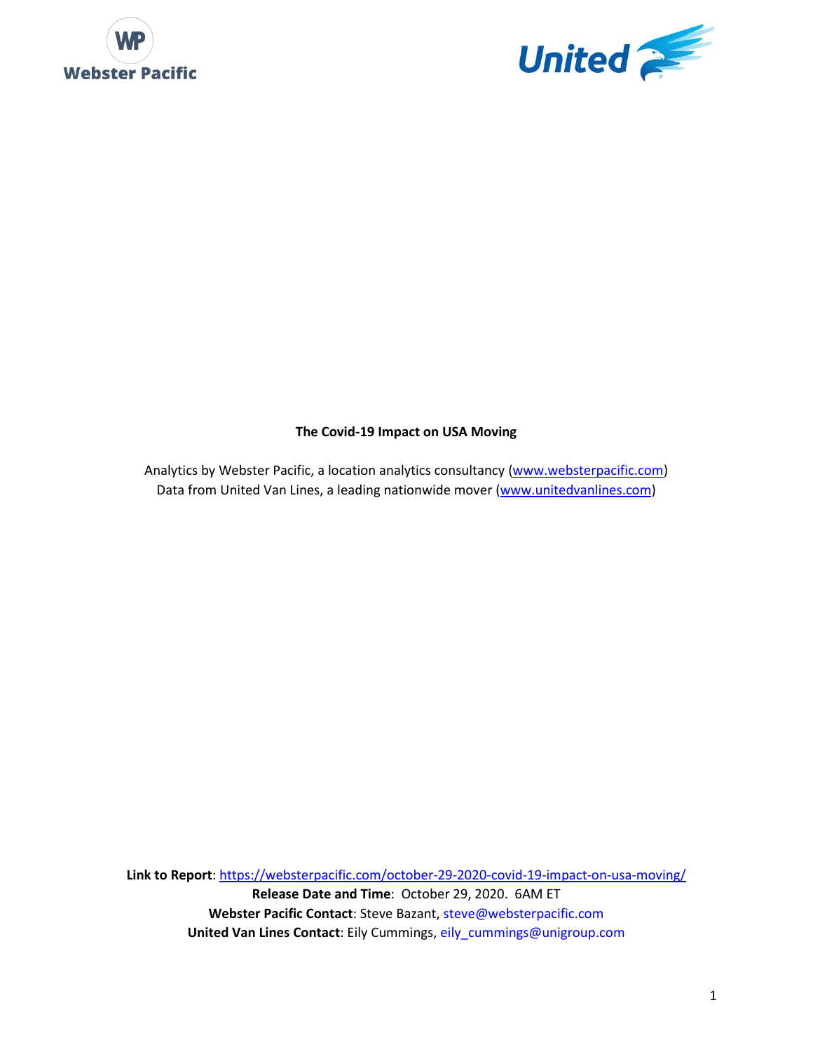Webster Pacific

United

**The Covid-19 Impact on USA Moving**

Analytics by Webster Pacific, a location analytics consultancy (www.websterpacific.com)
Data from United Van Lines, a leading nationwide mover (www.unitedvanlines.com)

**Link to Report**: https://websterpacific.com/october-29-2020-covid-19-impact-on-usa-moving/
**Release Date and Time**: October 29, 2020. 6AM ET
**Webster Pacific Contact**: Steve Bazant, steve@websterpacific.com
**United Van Lines Contact**: Eily Cummings, eily_cummings@unigroup.com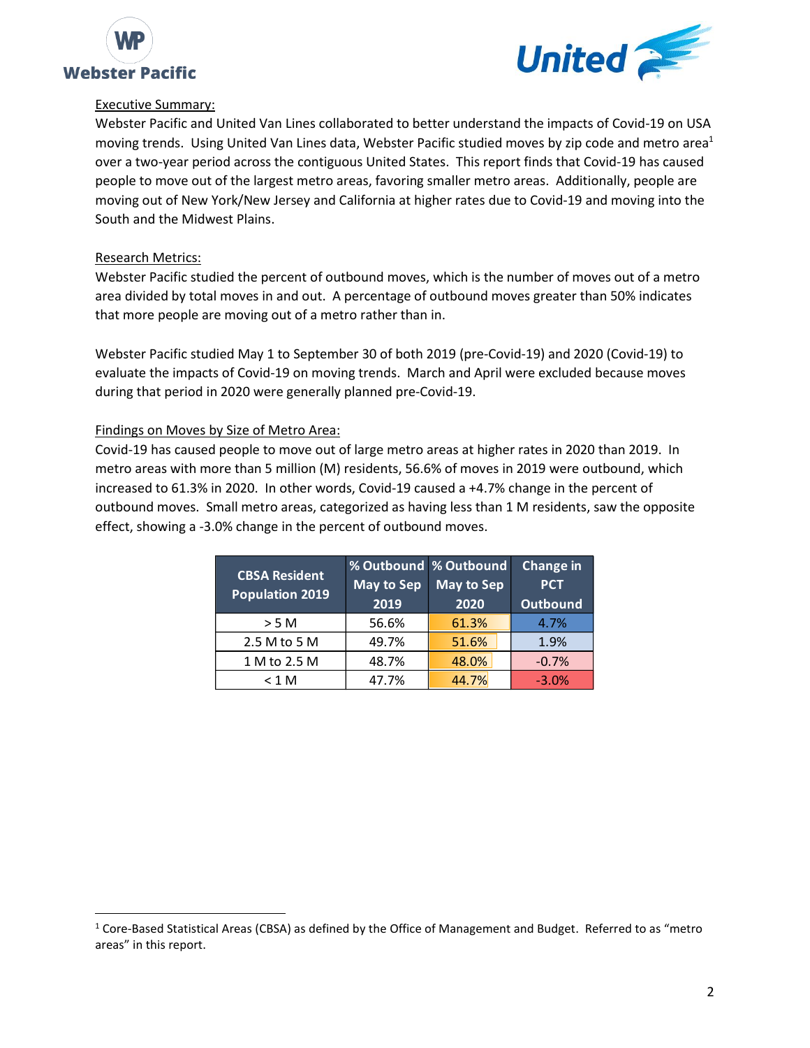Webster Pacific

United

## Executive Summary:

Webster Pacific and United Van Lines collaborated to better understand the impacts of Covid-19 on USA moving trends. Using United Van Lines data, Webster Pacific studied moves by zip code and metro area[1] over a two-year period across the contiguous United States. This report finds that Covid-19 has caused people to move out of the largest metro areas, favoring smaller metro areas. Additionally, people are moving out of New York/New Jersey and California at higher rates due to Covid-19 and moving into the South and the Midwest Plains.

## Research Metrics:

Webster Pacific studied the percent of outbound moves, which is the number of moves out of a metro area divided by total moves in and out. A percentage of outbound moves greater than 50% indicates that more people are moving out of a metro rather than in.

Webster Pacific studied May 1 to September 30 of both 2019 (pre-Covid-19) and 2020 (Covid-19) to evaluate the impacts of Covid-19 on moving trends. March and April were excluded because moves during that period in 2020 were generally planned pre-Covid-19.

## Findings on Moves by Size of Metro Area:

Covid-19 has caused people to move out of large metro areas at higher rates in 2020 than 2019. In metro areas with more than 5 million (M) residents, 56.6% of moves in 2019 were outbound, which increased to 61.3% in 2020. In other words, Covid-19 caused a +4.7% change in the percent of outbound moves. Small metro areas, categorized as having less than 1 M residents, saw the opposite effect, showing a -3.0% change in the percent of outbound moves.

| CBSA Resident Population 2019 | % Outbound May to Sep 2019 | % Outbound May to Sep 2020 | Change in PCT Outbound |
|---|---|---|---|
| > 5 M | 56.6% | 61.3% | 4.7% |
| 2.5 M to 5 M | 49.7% | 51.6% | 1.9% |
| 1 M to 2.5 M | 48.7% | 48.0% | -0.7% |
| < 1 M | 47.7% | 44.7% | -3.0% |

[1] Core-Based Statistical Areas (CBSA) as defined by the Office of Management and Budget. Referred to as "metro areas" in this report.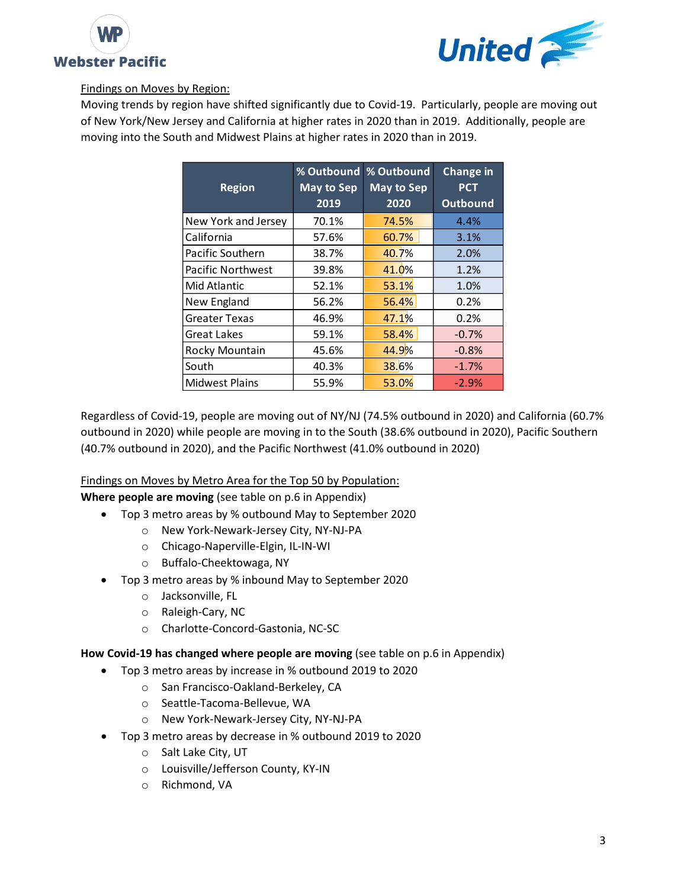Findings on Moves by Region:

Moving trends by region have shifted significantly due to Covid-19. Particularly, people are moving out of New York/New Jersey and California at higher rates in 2020 than in 2019. Additionally, people are moving into the South and Midwest Plains at higher rates in 2020 than in 2019.

| Region | % Outbound May to Sep 2019 | % Outbound May to Sep 2020 | Change in PCT Outbound |
|---|---|---|---|
| New York and Jersey | 70.1% | 74.5% | 4.4% |
| California | 57.6% | 60.7% | 3.1% |
| Pacific Southern | 38.7% | 40.7% | 2.0% |
| Pacific Northwest | 39.8% | 41.0% | 1.2% |
| Mid Atlantic | 52.1% | 53.1% | 1.0% |
| New England | 56.2% | 56.4% | 0.2% |
| Greater Texas | 46.9% | 47.1% | 0.2% |
| Great Lakes | 59.1% | 58.4% | -0.7% |
| Rocky Mountain | 45.6% | 44.9% | -0.8% |
| South | 40.3% | 38.6% | -1.7% |
| Midwest Plains | 55.9% | 53.0% | -2.9% |

Regardless of Covid-19, people are moving out of NY/NJ (74.5% outbound in 2020) and California (60.7% outbound in 2020) while people are moving in to the South (38.6% outbound in 2020), Pacific Southern (40.7% outbound in 2020), and the Pacific Northwest (41.0% outbound in 2020)

Findings on Moves by Metro Area for the Top 50 by Population:

**Where people are moving** (see table on p.6 in Appendix)

- Top 3 metro areas by % outbound May to September 2020
    - New York-Newark-Jersey City, NY-NJ-PA
    - Chicago-Naperville-Elgin, IL-IN-WI
    - Buffalo-Cheektowaga, NY
- Top 3 metro areas by % inbound May to September 2020
    - Jacksonville, FL
    - Raleigh-Cary, NC
    - Charlotte-Concord-Gastonia, NC-SC

**How Covid-19 has changed where people are moving** (see table on p.6 in Appendix)

- Top 3 metro areas by increase in % outbound 2019 to 2020
    - San Francisco-Oakland-Berkeley, CA
    - Seattle-Tacoma-Bellevue, WA
    - New York-Newark-Jersey City, NY-NJ-PA
- Top 3 metro areas by decrease in % outbound 2019 to 2020
    - Salt Lake City, UT
    - Louisville/Jefferson County, KY-IN
    - Richmond, VA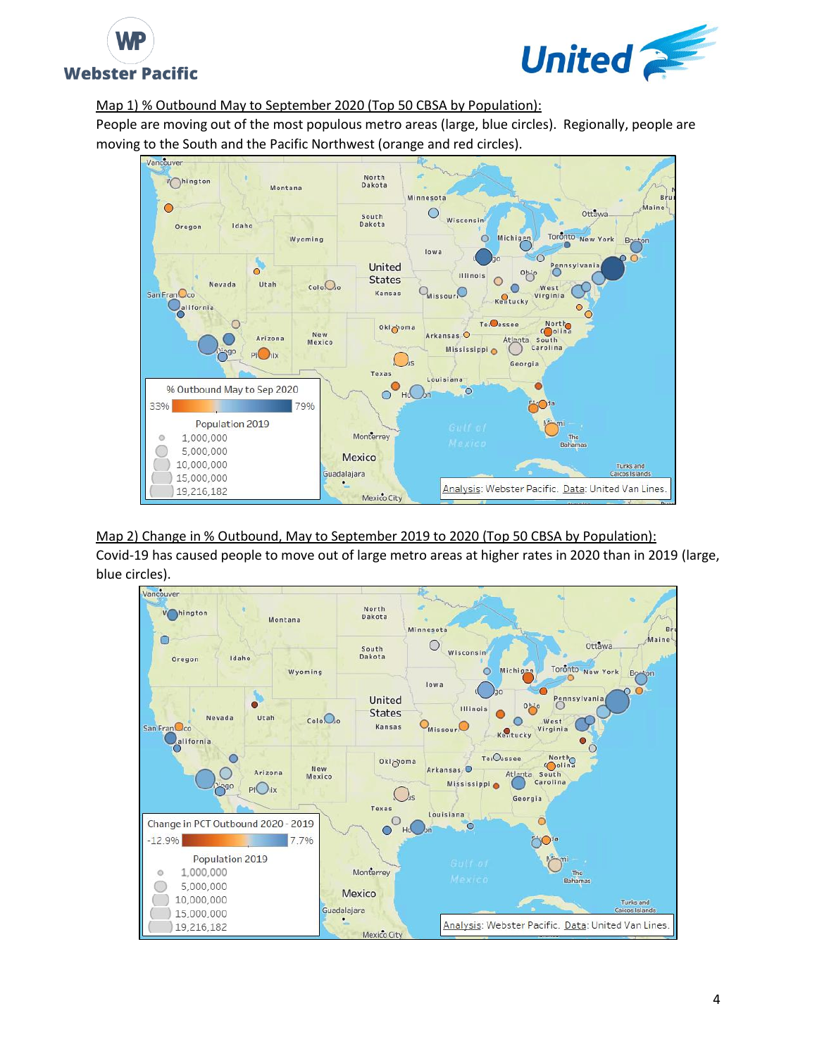Map 1) % Outbound May to September 2020 (Top 50 CBSA by Population):

People are moving out of the most populous metro areas (large, blue circles). Regionally, people are moving to the South and the Pacific Northwest (orange and red circles).

% Outbound May to Sep 2020

33% — 79%

Population 2019

1,000,000
5,000,000
10,000,000
15,000,000
19,216,182

Analysis: Webster Pacific. Data: United Van Lines.

Map 2) Change in % Outbound, May to September 2019 to 2020 (Top 50 CBSA by Population):

Covid-19 has caused people to move out of large metro areas at higher rates in 2020 than in 2019 (large, blue circles).

Change in PCT Outbound 2020 - 2019

-12.9% — 7.7%

Population 2019

1,000,000
5,000,000
10,000,000
15,000,000
19,216,182

Analysis: Webster Pacific. Data: United Van Lines.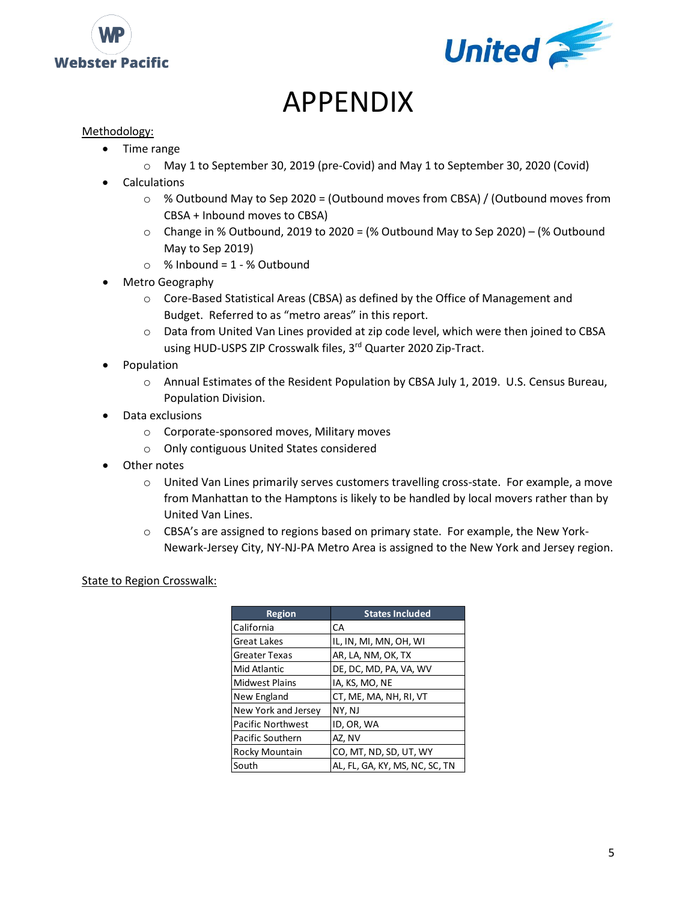# APPENDIX

Methodology:

- Time range
  - May 1 to September 30, 2019 (pre-Covid) and May 1 to September 30, 2020 (Covid)
- Calculations
  - % Outbound May to Sep 2020 = (Outbound moves from CBSA) / (Outbound moves from CBSA + Inbound moves to CBSA)
  - Change in % Outbound, 2019 to 2020 = (% Outbound May to Sep 2020) – (% Outbound May to Sep 2019)
  - % Inbound = 1 - % Outbound
- Metro Geography
  - Core-Based Statistical Areas (CBSA) as defined by the Office of Management and Budget. Referred to as "metro areas" in this report.
  - Data from United Van Lines provided at zip code level, which were then joined to CBSA using HUD-USPS ZIP Crosswalk files, 3rd Quarter 2020 Zip-Tract.
- Population
  - Annual Estimates of the Resident Population by CBSA July 1, 2019. U.S. Census Bureau, Population Division.
- Data exclusions
  - Corporate-sponsored moves, Military moves
  - Only contiguous United States considered
- Other notes
  - United Van Lines primarily serves customers travelling cross-state. For example, a move from Manhattan to the Hamptons is likely to be handled by local movers rather than by United Van Lines.
  - CBSA's are assigned to regions based on primary state. For example, the New York-Newark-Jersey City, NY-NJ-PA Metro Area is assigned to the New York and Jersey region.

State to Region Crosswalk:

| Region | States Included |
|---|---|
| California | CA |
| Great Lakes | IL, IN, MI, MN, OH, WI |
| Greater Texas | AR, LA, NM, OK, TX |
| Mid Atlantic | DE, DC, MD, PA, VA, WV |
| Midwest Plains | IA, KS, MO, NE |
| New England | CT, ME, MA, NH, RI, VT |
| New York and Jersey | NY, NJ |
| Pacific Northwest | ID, OR, WA |
| Pacific Southern | AZ, NV |
| Rocky Mountain | CO, MT, ND, SD, UT, WY |
| South | AL, FL, GA, KY, MS, NC, SC, TN |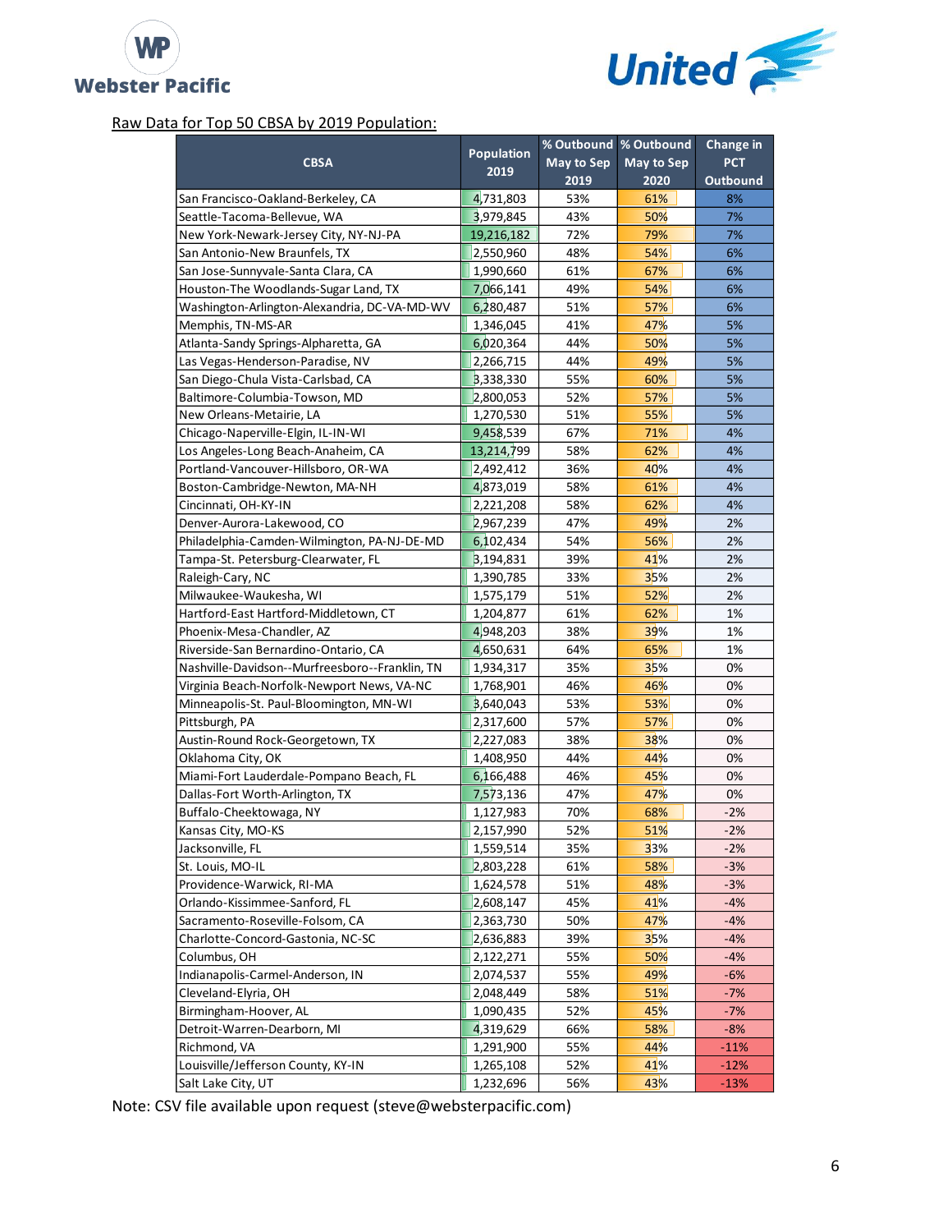Raw Data for Top 50 CBSA by 2019 Population:

| CBSA | Population 2019 | % Outbound May to Sep 2019 | % Outbound May to Sep 2020 | Change in PCT Outbound |
|---|---|---|---|---|
| San Francisco-Oakland-Berkeley, CA | 4,731,803 | 53% | 61% | 8% |
| Seattle-Tacoma-Bellevue, WA | 3,979,845 | 43% | 50% | 7% |
| New York-Newark-Jersey City, NY-NJ-PA | 19,216,182 | 72% | 79% | 7% |
| San Antonio-New Braunfels, TX | 2,550,960 | 48% | 54% | 6% |
| San Jose-Sunnyvale-Santa Clara, CA | 1,990,660 | 61% | 67% | 6% |
| Houston-The Woodlands-Sugar Land, TX | 7,066,141 | 49% | 54% | 6% |
| Washington-Arlington-Alexandria, DC-VA-MD-WV | 6,280,487 | 51% | 57% | 6% |
| Memphis, TN-MS-AR | 1,346,045 | 41% | 47% | 5% |
| Atlanta-Sandy Springs-Alpharetta, GA | 6,020,364 | 44% | 50% | 5% |
| Las Vegas-Henderson-Paradise, NV | 2,266,715 | 44% | 49% | 5% |
| San Diego-Chula Vista-Carlsbad, CA | 3,338,330 | 55% | 60% | 5% |
| Baltimore-Columbia-Towson, MD | 2,800,053 | 52% | 57% | 5% |
| New Orleans-Metairie, LA | 1,270,530 | 51% | 55% | 5% |
| Chicago-Naperville-Elgin, IL-IN-WI | 9,458,539 | 67% | 71% | 4% |
| Los Angeles-Long Beach-Anaheim, CA | 13,214,799 | 58% | 62% | 4% |
| Portland-Vancouver-Hillsboro, OR-WA | 2,492,412 | 36% | 40% | 4% |
| Boston-Cambridge-Newton, MA-NH | 4,873,019 | 58% | 61% | 4% |
| Cincinnati, OH-KY-IN | 2,221,208 | 58% | 62% | 4% |
| Denver-Aurora-Lakewood, CO | 2,967,239 | 47% | 49% | 2% |
| Philadelphia-Camden-Wilmington, PA-NJ-DE-MD | 6,102,434 | 54% | 56% | 2% |
| Tampa-St. Petersburg-Clearwater, FL | 3,194,831 | 39% | 41% | 2% |
| Raleigh-Cary, NC | 1,390,785 | 33% | 35% | 2% |
| Milwaukee-Waukesha, WI | 1,575,179 | 51% | 52% | 2% |
| Hartford-East Hartford-Middletown, CT | 1,204,877 | 61% | 62% | 1% |
| Phoenix-Mesa-Chandler, AZ | 4,948,203 | 38% | 39% | 1% |
| Riverside-San Bernardino-Ontario, CA | 4,650,631 | 64% | 65% | 1% |
| Nashville-Davidson--Murfreesboro--Franklin, TN | 1,934,317 | 35% | 35% | 0% |
| Virginia Beach-Norfolk-Newport News, VA-NC | 1,768,901 | 46% | 46% | 0% |
| Minneapolis-St. Paul-Bloomington, MN-WI | 3,640,043 | 53% | 53% | 0% |
| Pittsburgh, PA | 2,317,600 | 57% | 57% | 0% |
| Austin-Round Rock-Georgetown, TX | 2,227,083 | 38% | 38% | 0% |
| Oklahoma City, OK | 1,408,950 | 44% | 44% | 0% |
| Miami-Fort Lauderdale-Pompano Beach, FL | 6,166,488 | 46% | 45% | 0% |
| Dallas-Fort Worth-Arlington, TX | 7,573,136 | 47% | 47% | 0% |
| Buffalo-Cheektowaga, NY | 1,127,983 | 70% | 68% | -2% |
| Kansas City, MO-KS | 2,157,990 | 52% | 51% | -2% |
| Jacksonville, FL | 1,559,514 | 35% | 33% | -2% |
| St. Louis, MO-IL | 2,803,228 | 61% | 58% | -3% |
| Providence-Warwick, RI-MA | 1,624,578 | 51% | 48% | -3% |
| Orlando-Kissimmee-Sanford, FL | 2,608,147 | 45% | 41% | -4% |
| Sacramento-Roseville-Folsom, CA | 2,363,730 | 50% | 47% | -4% |
| Charlotte-Concord-Gastonia, NC-SC | 2,636,883 | 39% | 35% | -4% |
| Columbus, OH | 2,122,271 | 55% | 50% | -4% |
| Indianapolis-Carmel-Anderson, IN | 2,074,537 | 55% | 49% | -6% |
| Cleveland-Elyria, OH | 2,048,449 | 58% | 51% | -7% |
| Birmingham-Hoover, AL | 1,090,435 | 52% | 45% | -7% |
| Detroit-Warren-Dearborn, MI | 4,319,629 | 66% | 58% | -8% |
| Richmond, VA | 1,291,900 | 55% | 44% | -11% |
| Louisville/Jefferson County, KY-IN | 1,265,108 | 52% | 41% | -12% |
| Salt Lake City, UT | 1,232,696 | 56% | 43% | -13% |

Note: CSV file available upon request (steve@websterpacific.com)